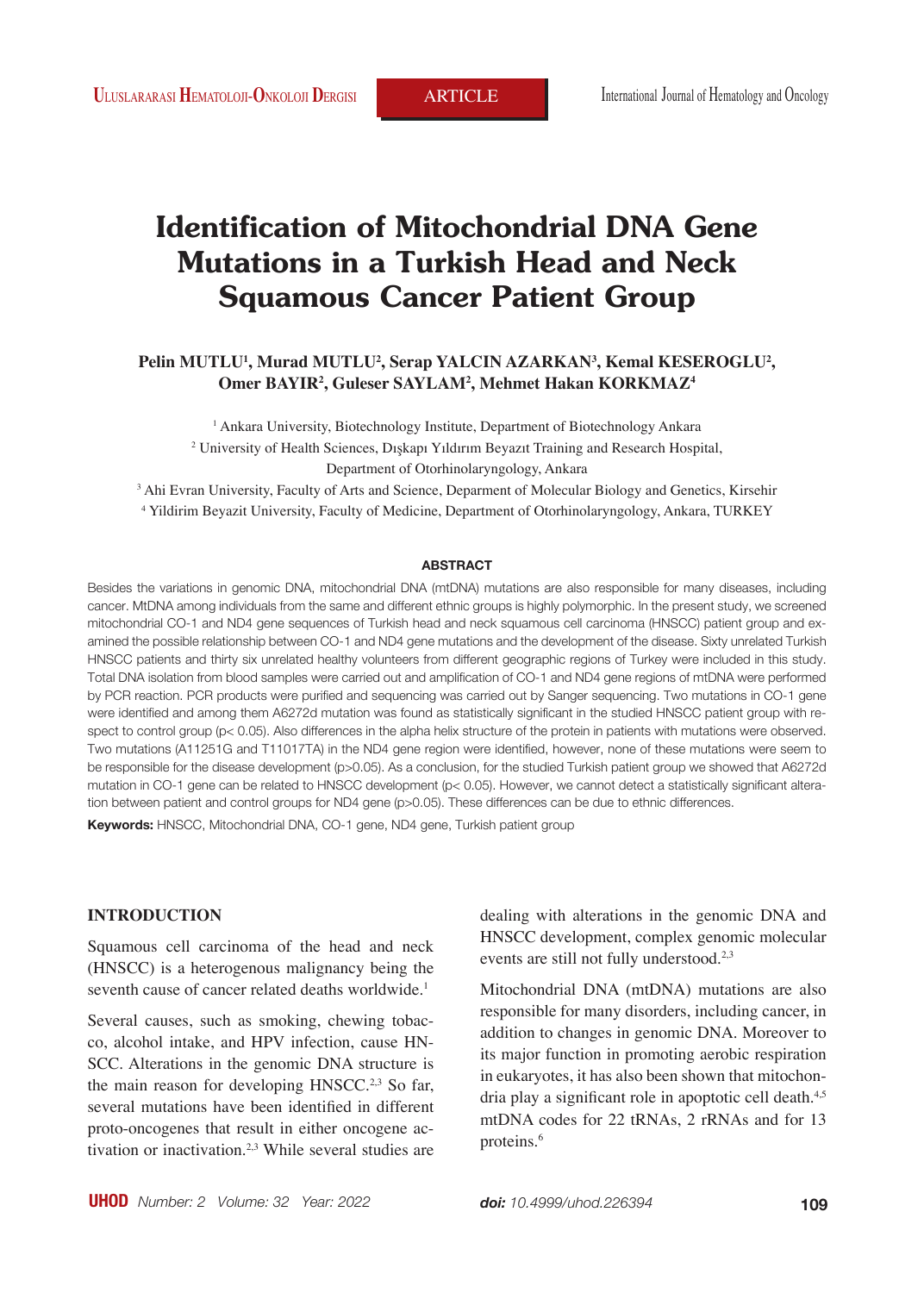# Identification of Mitochondrial DNA Gene Mutations in a Turkish Head and Neck Squamous Cancer Patient Group

**Pelin MUTLU[1], Murad MUTLU[2], Serap YALCIN AZARKAN[3], Kemal KESEROGLU[2], Omer BAYIR[2], Guleser SAYLAM[2], Mehmet Hakan KORKMAZ[4]**

[1] Ankara University, Biotechnology Institute, Department of Biotechnology Ankara

[2] University of Health Sciences, Dışkapı Yıldırım Beyazıt Training and Research Hospital, Department of Otorhinolaryngology, Ankara

[3] Ahi Evran University, Faculty of Arts and Science, Deparment of Molecular Biology and Genetics, Kirsehir

[4] Yildirim Beyazit University, Faculty of Medicine, Department of Otorhinolaryngology, Ankara, TURKEY

## ABSTRACT

Besides the variations in genomic DNA, mitochondrial DNA (mtDNA) mutations are also responsible for many diseases, including cancer. MtDNA among individuals from the same and different ethnic groups is highly polymorphic. In the present study, we screened mitochondrial CO-1 and ND4 gene sequences of Turkish head and neck squamous cell carcinoma (HNSCC) patient group and examined the possible relationship between CO-1 and ND4 gene mutations and the development of the disease. Sixty unrelated Turkish HNSCC patients and thirty six unrelated healthy volunteers from different geographic regions of Turkey were included in this study. Total DNA isolation from blood samples were carried out and amplification of CO-1 and ND4 gene regions of mtDNA were performed by PCR reaction. PCR products were purified and sequencing was carried out by Sanger sequencing. Two mutations in CO-1 gene were identified and among them A6272d mutation was found as statistically significant in the studied HNSCC patient group with respect to control group ($p < 0.05$). Also differences in the alpha helix structure of the protein in patients with mutations were observed. Two mutations (A11251G and T11017TA) in the ND4 gene region were identified, however, none of these mutations were seem to be responsible for the disease development ($p > 0.05$). As a conclusion, for the studied Turkish patient group we showed that A6272d mutation in CO-1 gene can be related to HNSCC development ($p < 0.05$). However, we cannot detect a statistically significant alteration between patient and control groups for ND4 gene ($p > 0.05$). These differences can be due to ethnic differences.

**Keywords:** HNSCC, Mitochondrial DNA, CO-1 gene, ND4 gene, Turkish patient group

## INTRODUCTION

Squamous cell carcinoma of the head and neck (HNSCC) is a heterogenous malignancy being the seventh cause of cancer related deaths worldwide.[1]

Several causes, such as smoking, chewing tobacco, alcohol intake, and HPV infection, cause HNSCC. Alterations in the genomic DNA structure is the main reason for developing HNSCC.[2,3] So far, several mutations have been identified in different proto-oncogenes that result in either oncogene activation or inactivation.[2,3] While several studies are dealing with alterations in the genomic DNA and HNSCC development, complex genomic molecular events are still not fully understood.[2,3]

Mitochondrial DNA (mtDNA) mutations are also responsible for many disorders, including cancer, in addition to changes in genomic DNA. Moreover to its major function in promoting aerobic respiration in eukaryotes, it has also been shown that mitochondria play a significant role in apoptotic cell death.[4,5] mtDNA codes for 22 tRNAs, 2 rRNAs and for 13 proteins.[6]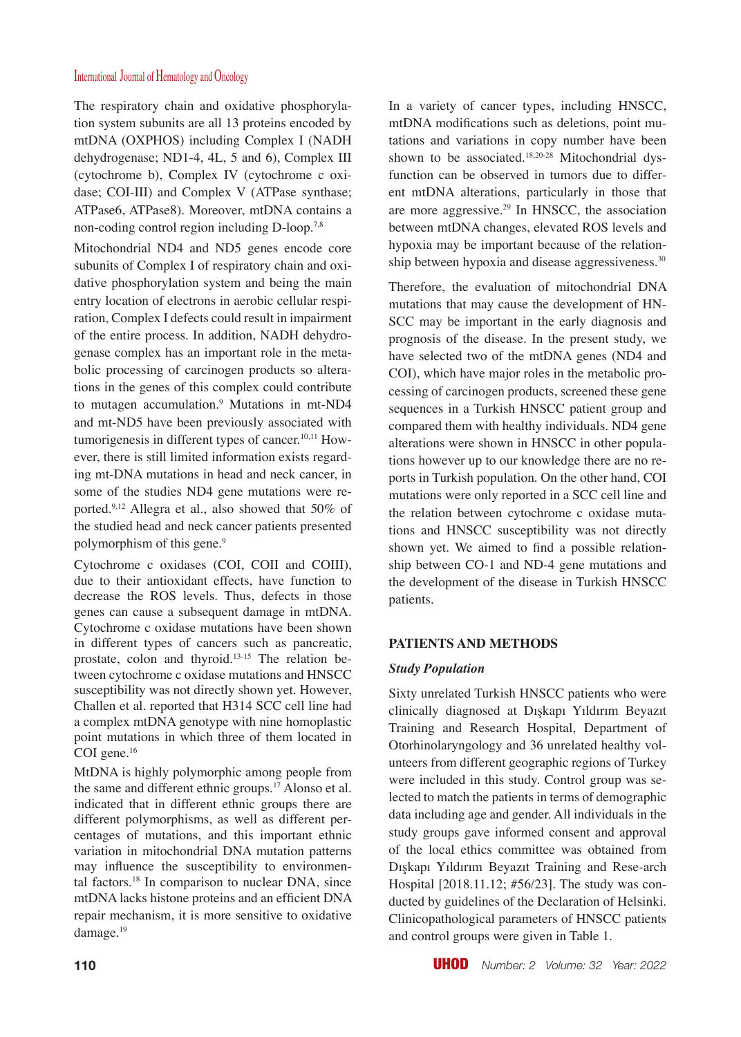The respiratory chain and oxidative phosphorylation system subunits are all 13 proteins encoded by mtDNA (OXPHOS) including Complex I (NADH dehydrogenase; ND1-4, 4L, 5 and 6), Complex III (cytochrome b), Complex IV (cytochrome c oxidase; COI-III) and Complex V (ATPase synthase; ATPase6, ATPase8). Moreover, mtDNA contains a non-coding control region including D-loop.[7,8]

Mitochondrial ND4 and ND5 genes encode core subunits of Complex I of respiratory chain and oxidative phosphorylation system and being the main entry location of electrons in aerobic cellular respiration, Complex I defects could result in impairment of the entire process. In addition, NADH dehydrogenase complex has an important role in the metabolic processing of carcinogen products so alterations in the genes of this complex could contribute to mutagen accumulation.[9] Mutations in mt-ND4 and mt-ND5 have been previously associated with tumorigenesis in different types of cancer.[10,11] However, there is still limited information exists regarding mt-DNA mutations in head and neck cancer, in some of the studies ND4 gene mutations were reported.[9,12] Allegra et al., also showed that 50% of the studied head and neck cancer patients presented polymorphism of this gene.[9]

Cytochrome c oxidases (COI, COII and COIII), due to their antioxidant effects, have function to decrease the ROS levels. Thus, defects in those genes can cause a subsequent damage in mtDNA. Cytochrome c oxidase mutations have been shown in different types of cancers such as pancreatic, prostate, colon and thyroid.[13-15] The relation between cytochrome c oxidase mutations and HNSCC susceptibility was not directly shown yet. However, Challen et al. reported that H314 SCC cell line had a complex mtDNA genotype with nine homoplastic point mutations in which three of them located in COI gene.[16]

MtDNA is highly polymorphic among people from the same and different ethnic groups.[17] Alonso et al. indicated that in different ethnic groups there are different polymorphisms, as well as different percentages of mutations, and this important ethnic variation in mitochondrial DNA mutation patterns may influence the susceptibility to environmental factors.[18] In comparison to nuclear DNA, since mtDNA lacks histone proteins and an efficient DNA repair mechanism, it is more sensitive to oxidative damage.[19]

In a variety of cancer types, including HNSCC, mtDNA modifications such as deletions, point mutations and variations in copy number have been shown to be associated.[18,20-28] Mitochondrial dysfunction can be observed in tumors due to different mtDNA alterations, particularly in those that are more aggressive.[29] In HNSCC, the association between mtDNA changes, elevated ROS levels and hypoxia may be important because of the relationship between hypoxia and disease aggressiveness.[30]

Therefore, the evaluation of mitochondrial DNA mutations that may cause the development of HNSCC may be important in the early diagnosis and prognosis of the disease. In the present study, we have selected two of the mtDNA genes (ND4 and COI), which have major roles in the metabolic processing of carcinogen products, screened these gene sequences in a Turkish HNSCC patient group and compared them with healthy individuals. ND4 gene alterations were shown in HNSCC in other populations however up to our knowledge there are no reports in Turkish population. On the other hand, COI mutations were only reported in a SCC cell line and the relation between cytochrome c oxidase mutations and HNSCC susceptibility was not directly shown yet. We aimed to find a possible relationship between CO-1 and ND-4 gene mutations and the development of the disease in Turkish HNSCC patients.

## PATIENTS AND METHODS

### *Study Population*

Sixty unrelated Turkish HNSCC patients who were clinically diagnosed at Dışkapı Yıldırım Beyazıt Training and Research Hospital, Department of Otorhinolaryngology and 36 unrelated healthy volunteers from different geographic regions of Turkey were included in this study. Control group was selected to match the patients in terms of demographic data including age and gender. All individuals in the study groups gave informed consent and approval of the local ethics committee was obtained from Dışkapı Yıldırım Beyazıt Training and Rese-arch Hospital [2018.11.12; #56/23]. The study was conducted by guidelines of the Declaration of Helsinki. Clinicopathological parameters of HNSCC patients and control groups were given in Table 1.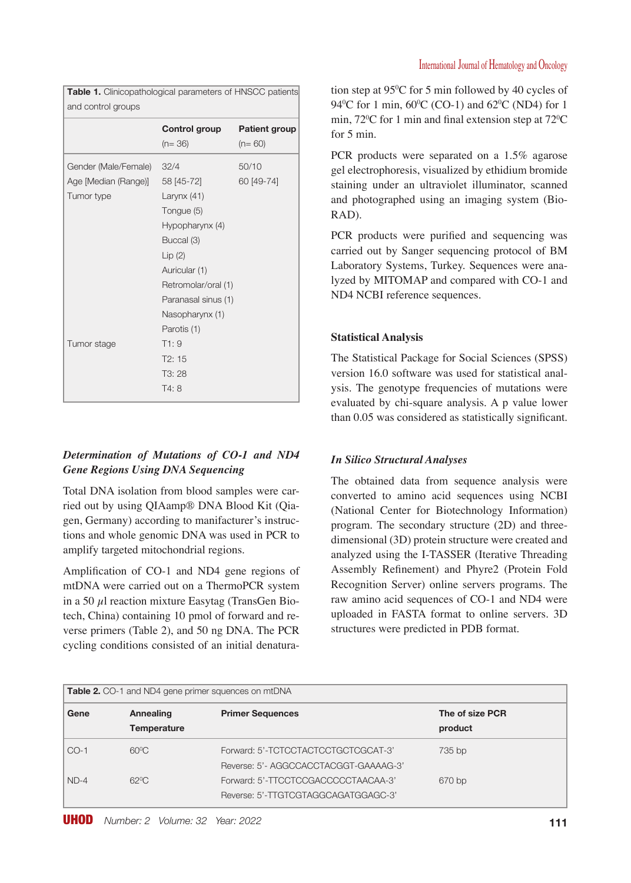**Table 1.** Clinicopathological parameters of HNSCC patients and control groups

| | Control group (n= 36) | Patient group (n= 60) |
|---|---|---|
| Gender (Male/Female) | 32/4 | 50/10 |
| Age [Median (Range)] | 58 [45-72] | 60 [49-74] |
| Tumor type | Larynx (41) | |
| | Tongue (5) | |
| | Hypopharynx (4) | |
| | Buccal (3) | |
| | Lip (2) | |
| | Auricular (1) | |
| | Retromolar/oral (1) | |
| | Paranasal sinus (1) | |
| | Nasopharynx (1) | |
| | Parotis (1) | |
| Tumor stage | T1: 9 | |
| | T2: 15 | |
| | T3: 28 | |
| | T4: 8 | |

### *Determination of Mutations of CO-1 and ND4 Gene Regions Using DNA Sequencing*

Total DNA isolation from blood samples were carried out by using QIAamp® DNA Blood Kit (Qiagen, Germany) according to manufacturer's instructions and whole genomic DNA was used in PCR to amplify targeted mitochondrial regions.

Amplification of CO-1 and ND4 gene regions of mtDNA were carried out on a ThermoPCR system in a 50 $\mu$l reaction mixture Easytag (TransGen Biotech, China) containing 10 pmol of forward and reverse primers (Table 2), and 50 ng DNA. The PCR cycling conditions consisted of an initial denaturation step at 95$^0$C for 5 min followed by 40 cycles of 94$^0$C for 1 min, 60$^0$C (CO-1) and 62$^0$C (ND4) for 1 min, 72$^0$C for 1 min and final extension step at 72$^0$C for 5 min.

PCR products were separated on a 1.5% agarose gel electrophoresis, visualized by ethidium bromide staining under an ultraviolet illuminator, scanned and photographed using an imaging system (Bio-RAD).

PCR products were purified and sequencing was carried out by Sanger sequencing protocol of BM Laboratory Systems, Turkey. Sequences were analyzed by MITOMAP and compared with CO-1 and ND4 NCBI reference sequences.

### Statistical Analysis

The Statistical Package for Social Sciences (SPSS) version 16.0 software was used for statistical analysis. The genotype frequencies of mutations were evaluated by chi-square analysis. A p value lower than 0.05 was considered as statistically significant.

### *In Silico Structural Analyses*

The obtained data from sequence analysis were converted to amino acid sequences using NCBI (National Center for Biotechnology Information) program. The secondary structure (2D) and three-dimensional (3D) protein structure were created and analyzed using the I-TASSER (Iterative Threading Assembly Refinement) and Phyre2 (Protein Fold Recognition Server) online servers programs. The raw amino acid sequences of CO-1 and ND4 were uploaded in FASTA format to online servers. 3D structures were predicted in PDB format.

**Table 2.** CO-1 and ND4 gene primer squences on mtDNA

| Gene | Annealing Temperature | Primer Sequences | The of size PCR product |
|---|---|---|---|
| CO-1 | 60$^0$C | Forward: 5'-TCTCCTACTCCTGCTCGCAT-3'<br>Reverse: 5'- AGGCCACCTACGGT-GAAAAG-3' | 735 bp |
| ND-4 | 62$^0$C | Forward: 5'-TTCCTCCGACCCCCTAACAA-3'<br>Reverse: 5'-TTGTCGTAGGCAGATGGAGC-3' | 670 bp |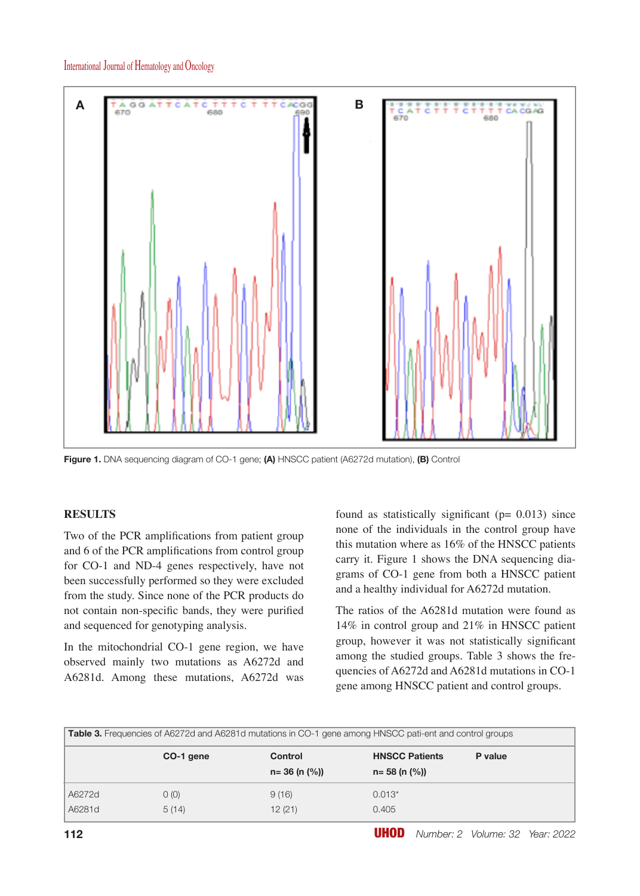**Figure 1.** DNA sequencing diagram of CO-1 gene; **(A)** HNSCC patient (A6272d mutation), **(B)** Control

## RESULTS

Two of the PCR amplifications from patient group and 6 of the PCR amplifications from control group for CO-1 and ND-4 genes respectively, have not been successfully performed so they were excluded from the study. Since none of the PCR products do not contain non-specific bands, they were purified and sequenced for genotyping analysis.

In the mitochondrial CO-1 gene region, we have observed mainly two mutations as A6272d and A6281d. Among these mutations, A6272d was found as statistically significant (p= 0.013) since none of the individuals in the control group have this mutation where as 16% of the HNSCC patients carry it. Figure 1 shows the DNA sequencing diagrams of CO-1 gene from both a HNSCC patient and a healthy individual for A6272d mutation.

The ratios of the A6281d mutation were found as 14% in control group and 21% in HNSCC patient group, however it was not statistically significant among the studied groups. Table 3 shows the frequencies of A6272d and A6281d mutations in CO-1 gene among HNSCC patient and control groups.

**Table 3.** Frequencies of A6272d and A6281d mutations in CO-1 gene among HNSCC pati-ent and control groups

| CO-1 gene | Control n= 36 (n (%)) | HNSCC Patients n= 58 (n (%)) | P value |
|---|---|---|---|
| A6272d | 0 (0) | 9 (16) | 0.013* |
| A6281d | 5 (14) | 12 (21) | 0.405 |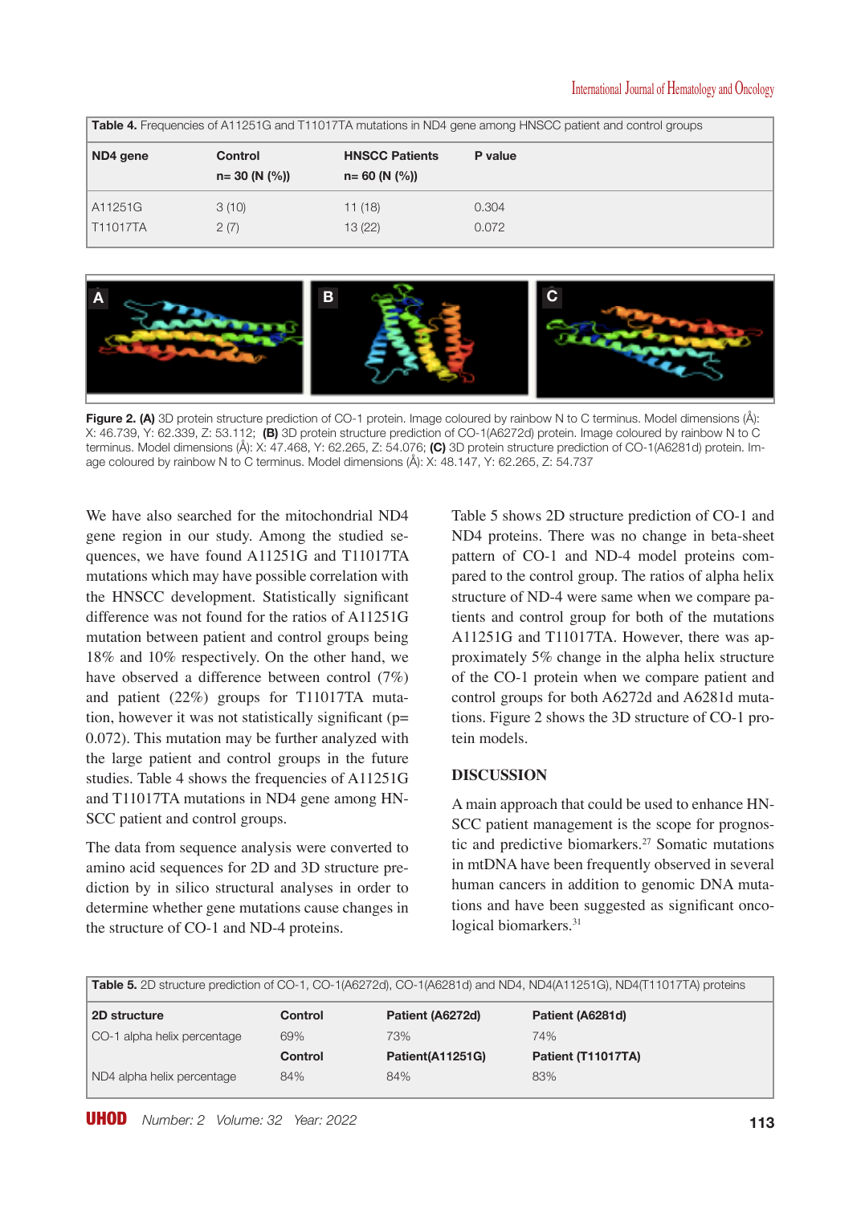**Table 4.** Frequencies of A11251G and T11017TA mutations in ND4 gene among HNSCC patient and control groups

| ND4 gene | Control n= 30 (N (%)) | HNSCC Patients n= 60 (N (%)) | P value |
|---|---|---|---|
| A11251G | 3 (10) | 11 (18) | 0.304 |
| T11017TA | 2 (7) | 13 (22) | 0.072 |

**Figure 2. (A)** 3D protein structure prediction of CO-1 protein. Image coloured by rainbow N to C terminus. Model dimensions (Å): X: 46.739, Y: 62.339, Z: 53.112; **(B)** 3D protein structure prediction of CO-1(A6272d) protein. Image coloured by rainbow N to C terminus. Model dimensions (Å): X: 47.468, Y: 62.265, Z: 54.076; **(C)** 3D protein structure prediction of CO-1(A6281d) protein. Image coloured by rainbow N to C terminus. Model dimensions (Å): X: 48.147, Y: 62.265, Z: 54.737

We have also searched for the mitochondrial ND4 gene region in our study. Among the studied sequences, we have found A11251G and T11017TA mutations which may have possible correlation with the HNSCC development. Statistically significant difference was not found for the ratios of A11251G mutation between patient and control groups being 18% and 10% respectively. On the other hand, we have observed a difference between control (7%) and patient (22%) groups for T11017TA mutation, however it was not statistically significant (p= 0.072). This mutation may be further analyzed with the large patient and control groups in the future studies. Table 4 shows the frequencies of A11251G and T11017TA mutations in ND4 gene among HNSCC patient and control groups.

The data from sequence analysis were converted to amino acid sequences for 2D and 3D structure prediction by in silico structural analyses in order to determine whether gene mutations cause changes in the structure of CO-1 and ND-4 proteins.

Table 5 shows 2D structure prediction of CO-1 and ND4 proteins. There was no change in beta-sheet pattern of CO-1 and ND-4 model proteins compared to the control group. The ratios of alpha helix structure of ND-4 were same when we compare patients and control group for both of the mutations A11251G and T11017TA. However, there was approximately 5% change in the alpha helix structure of the CO-1 protein when we compare patient and control groups for both A6272d and A6281d mutations. Figure 2 shows the 3D structure of CO-1 protein models.

## DISCUSSION

A main approach that could be used to enhance HNSCC patient management is the scope for prognostic and predictive biomarkers.[27] Somatic mutations in mtDNA have been frequently observed in several human cancers in addition to genomic DNA mutations and have been suggested as significant oncological biomarkers.[31]

**Table 5.** 2D structure prediction of CO-1, CO-1(A6272d), CO-1(A6281d) and ND4, ND4(A11251G), ND4(T11017TA) proteins

| 2D structure | Control | Patient (A6272d) | Patient (A6281d) |
|---|---|---|---|
| CO-1 alpha helix percentage | 69% | 73% | 74% |
| | **Control** | **Patient(A11251G)** | **Patient (T11017TA)** |
| ND4 alpha helix percentage | 84% | 84% | 83% |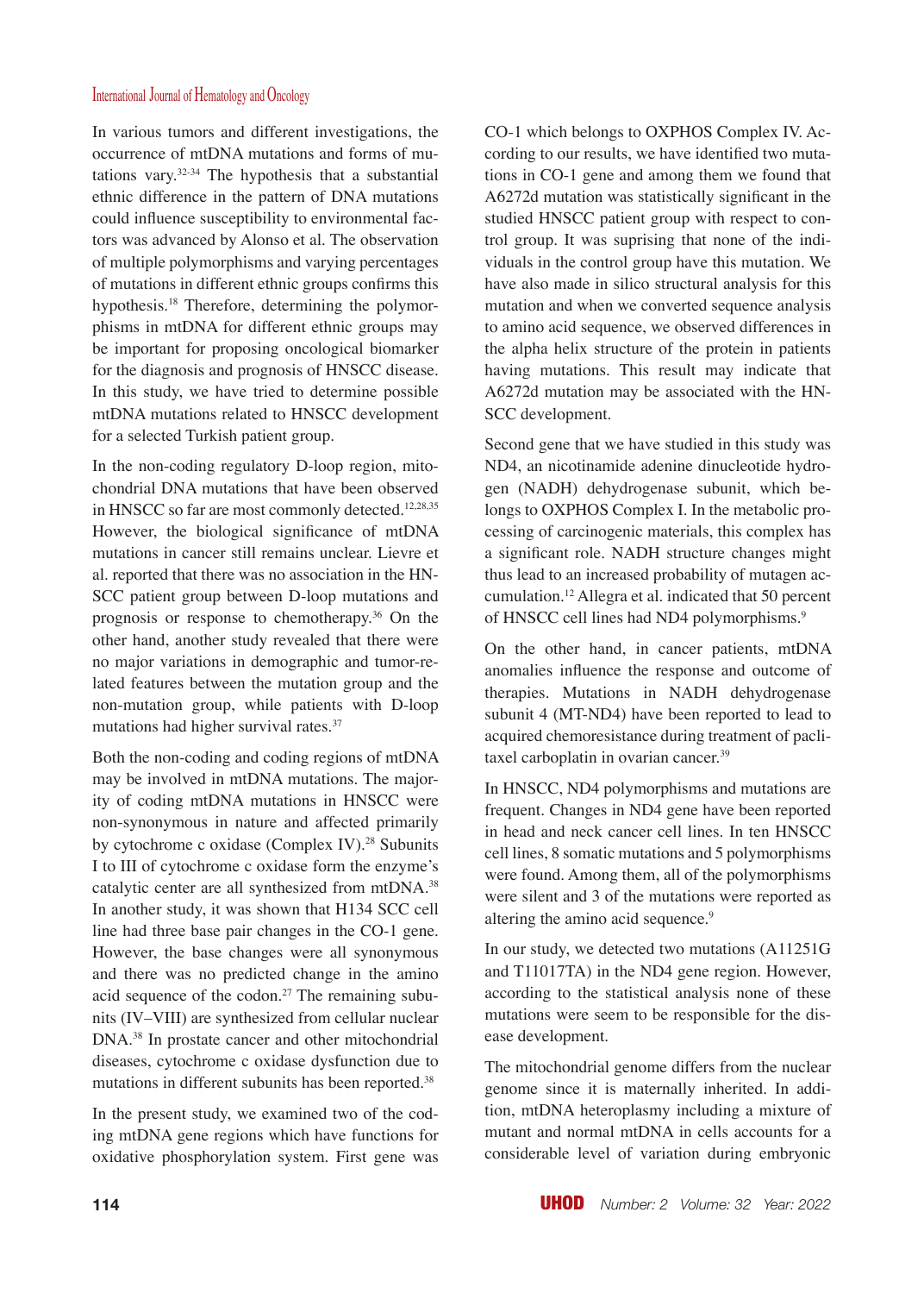In various tumors and different investigations, the occurrence of mtDNA mutations and forms of mutations vary.[32-34] The hypothesis that a substantial ethnic difference in the pattern of DNA mutations could influence susceptibility to environmental factors was advanced by Alonso et al. The observation of multiple polymorphisms and varying percentages of mutations in different ethnic groups confirms this hypothesis.[18] Therefore, determining the polymorphisms in mtDNA for different ethnic groups may be important for proposing oncological biomarker for the diagnosis and prognosis of HNSCC disease. In this study, we have tried to determine possible mtDNA mutations related to HNSCC development for a selected Turkish patient group.

In the non-coding regulatory D-loop region, mitochondrial DNA mutations that have been observed in HNSCC so far are most commonly detected.[12,28,35] However, the biological significance of mtDNA mutations in cancer still remains unclear. Lievre et al. reported that there was no association in the HNSCC patient group between D-loop mutations and prognosis or response to chemotherapy.[36] On the other hand, another study revealed that there were no major variations in demographic and tumor-related features between the mutation group and the non-mutation group, while patients with D-loop mutations had higher survival rates.[37]

Both the non-coding and coding regions of mtDNA may be involved in mtDNA mutations. The majority of coding mtDNA mutations in HNSCC were non-synonymous in nature and affected primarily by cytochrome c oxidase (Complex IV).[28] Subunits I to III of cytochrome c oxidase form the enzyme's catalytic center are all synthesized from mtDNA.[38] In another study, it was shown that H134 SCC cell line had three base pair changes in the CO-1 gene. However, the base changes were all synonymous and there was no predicted change in the amino acid sequence of the codon.[27] The remaining subunits (IV–VIII) are synthesized from cellular nuclear DNA.[38] In prostate cancer and other mitochondrial diseases, cytochrome c oxidase dysfunction due to mutations in different subunits has been reported.[38]

In the present study, we examined two of the coding mtDNA gene regions which have functions for oxidative phosphorylation system. First gene was CO-1 which belongs to OXPHOS Complex IV. According to our results, we have identified two mutations in CO-1 gene and among them we found that A6272d mutation was statistically significant in the studied HNSCC patient group with respect to control group. It was suprising that none of the individuals in the control group have this mutation. We have also made in silico structural analysis for this mutation and when we converted sequence analysis to amino acid sequence, we observed differences in the alpha helix structure of the protein in patients having mutations. This result may indicate that A6272d mutation may be associated with the HNSCC development.

Second gene that we have studied in this study was ND4, an nicotinamide adenine dinucleotide hydrogen (NADH) dehydrogenase subunit, which belongs to OXPHOS Complex I. In the metabolic processing of carcinogenic materials, this complex has a significant role. NADH structure changes might thus lead to an increased probability of mutagen accumulation.[12] Allegra et al. indicated that 50 percent of HNSCC cell lines had ND4 polymorphisms.[9]

On the other hand, in cancer patients, mtDNA anomalies influence the response and outcome of therapies. Mutations in NADH dehydrogenase subunit 4 (MT-ND4) have been reported to lead to acquired chemoresistance during treatment of paclitaxel carboplatin in ovarian cancer.[39]

In HNSCC, ND4 polymorphisms and mutations are frequent. Changes in ND4 gene have been reported in head and neck cancer cell lines. In ten HNSCC cell lines, 8 somatic mutations and 5 polymorphisms were found. Among them, all of the polymorphisms were silent and 3 of the mutations were reported as altering the amino acid sequence.[9]

In our study, we detected two mutations (A11251G and T11017TA) in the ND4 gene region. However, according to the statistical analysis none of these mutations were seem to be responsible for the disease development.

The mitochondrial genome differs from the nuclear genome since it is maternally inherited. In addition, mtDNA heteroplasmy including a mixture of mutant and normal mtDNA in cells accounts for a considerable level of variation during embryonic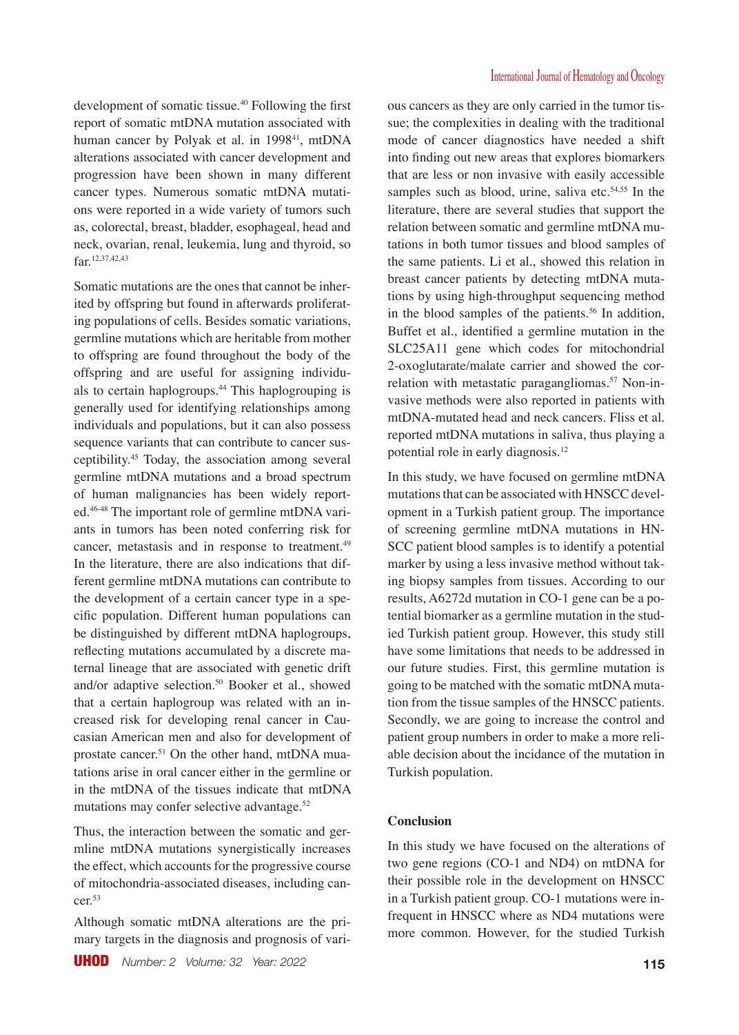development of somatic tissue.[40] Following the first report of somatic mtDNA mutation associated with human cancer by Polyak et al. in 1998[41], mtDNA alterations associated with cancer development and progression have been shown in many different cancer types. Numerous somatic mtDNA mutations were reported in a wide variety of tumors such as, colorectal, breast, bladder, esophageal, head and neck, ovarian, renal, leukemia, lung and thyroid, so far.[12,37,42,43]

Somatic mutations are the ones that cannot be inherited by offspring but found in afterwards proliferating populations of cells. Besides somatic variations, germline mutations which are heritable from mother to offspring are found throughout the body of the offspring and are useful for assigning individuals to certain haplogroups.[44] This haplogrouping is generally used for identifying relationships among individuals and populations, but it can also possess sequence variants that can contribute to cancer susceptibility.[45] Today, the association among several germline mtDNA mutations and a broad spectrum of human malignancies has been widely reported.[46-48] The important role of germline mtDNA variants in tumors has been noted conferring risk for cancer, metastasis and in response to treatment.[49] In the literature, there are also indications that different germline mtDNA mutations can contribute to the development of a certain cancer type in a specific population. Different human populations can be distinguished by different mtDNA haplogroups, reflecting mutations accumulated by a discrete maternal lineage that are associated with genetic drift and/or adaptive selection.[50] Booker et al., showed that a certain haplogroup was related with an increased risk for developing renal cancer in Caucasian American men and also for development of prostate cancer.[51] On the other hand, mtDNA muatations arise in oral cancer either in the germline or in the mtDNA of the tissues indicate that mtDNA mutations may confer selective advantage.[52]

Thus, the interaction between the somatic and germline mtDNA mutations synergistically increases the effect, which accounts for the progressive course of mitochondria-associated diseases, including cancer.[53]

Although somatic mtDNA alterations are the primary targets in the diagnosis and prognosis of various cancers as they are only carried in the tumor tissue; the complexities in dealing with the traditional mode of cancer diagnostics have needed a shift into finding out new areas that explores biomarkers that are less or non invasive with easily accessible samples such as blood, urine, saliva etc.[54,55] In the literature, there are several studies that support the relation between somatic and germline mtDNA mutations in both tumor tissues and blood samples of the same patients. Li et al., showed this relation in breast cancer patients by detecting mtDNA mutations by using high-throughput sequencing method in the blood samples of the patients.[56] In addition, Buffet et al., identified a germline mutation in the SLC25A11 gene which codes for mitochondrial 2-oxoglutarate/malate carrier and showed the correlation with metastatic paragangliomas.[57] Non-invasive methods were also reported in patients with mtDNA-mutated head and neck cancers. Fliss et al. reported mtDNA mutations in saliva, thus playing a potential role in early diagnosis.[12]

In this study, we have focused on germline mtDNA mutations that can be associated with HNSCC development in a Turkish patient group. The importance of screening germline mtDNA mutations in HNSCC patient blood samples is to identify a potential marker by using a less invasive method without taking biopsy samples from tissues. According to our results, A6272d mutation in CO-1 gene can be a potential biomarker as a germline mutation in the studied Turkish patient group. However, this study still have some limitations that needs to be addressed in our future studies. First, this germline mutation is going to be matched with the somatic mtDNA mutation from the tissue samples of the HNSCC patients. Secondly, we are going to increase the control and patient group numbers in order to make a more reliable decision about the incidance of the mutation in Turkish population.

## Conclusion

In this study we have focused on the alterations of two gene regions (CO-1 and ND4) on mtDNA for their possible role in the development on HNSCC in a Turkish patient group. CO-1 mutations were infrequent in HNSCC where as ND4 mutations were more common. However, for the studied Turkish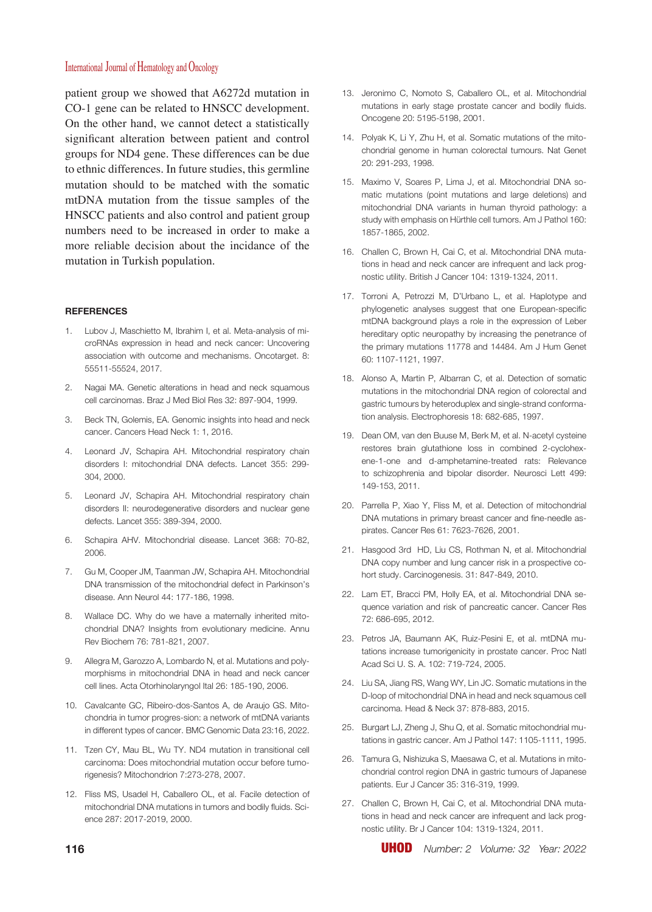patient group we showed that A6272d mutation in CO-1 gene can be related to HNSCC development. On the other hand, we cannot detect a statistically significant alteration between patient and control groups for ND4 gene. These differences can be due to ethnic differences. In future studies, this germline mutation should to be matched with the somatic mtDNA mutation from the tissue samples of the HNSCC patients and also control and patient group numbers need to be increased in order to make a more reliable decision about the incidance of the mutation in Turkish population.

## REFERENCES

1. Lubov J, Maschietto M, Ibrahim I, et al. Meta-analysis of microRNAs expression in head and neck cancer: Uncovering association with outcome and mechanisms. Oncotarget. 8: 55511-55524, 2017.
2. Nagai MA. Genetic alterations in head and neck squamous cell carcinomas. Braz J Med Biol Res 32: 897-904, 1999.
3. Beck TN, Golemis, EA. Genomic insights into head and neck cancer. Cancers Head Neck 1: 1, 2016.
4. Leonard JV, Schapira AH. Mitochondrial respiratory chain disorders I: mitochondrial DNA defects. Lancet 355: 299-304, 2000.
5. Leonard JV, Schapira AH. Mitochondrial respiratory chain disorders II: neurodegenerative disorders and nuclear gene defects. Lancet 355: 389-394, 2000.
6. Schapira AHV. Mitochondrial disease. Lancet 368: 70-82, 2006.
7. Gu M, Cooper JM, Taanman JW, Schapira AH. Mitochondrial DNA transmission of the mitochondrial defect in Parkinson's disease. Ann Neurol 44: 177-186, 1998.
8. Wallace DC. Why do we have a maternally inherited mitochondrial DNA? Insights from evolutionary medicine. Annu Rev Biochem 76: 781-821, 2007.
9. Allegra M, Garozzo A, Lombardo N, et al. Mutations and polymorphisms in mitochondrial DNA in head and neck cancer cell lines. Acta Otorhinolaryngol Ital 26: 185-190, 2006.
10. Cavalcante GC, Ribeiro-dos-Santos A, de Araujo GS. Mitochondria in tumor progres-sion: a network of mtDNA variants in different types of cancer. BMC Genomic Data 23:16, 2022.
11. Tzen CY, Mau BL, Wu TY. ND4 mutation in transitional cell carcinoma: Does mitochondrial mutation occur before tumorigenesis? Mitochondrion 7:273-278, 2007.
12. Fliss MS, Usadel H, Caballero OL, et al. Facile detection of mitochondrial DNA mutations in tumors and bodily fluids. Science 287: 2017-2019, 2000.
13. Jeronimo C, Nomoto S, Caballero OL, et al. Mitochondrial mutations in early stage prostate cancer and bodily fluids. Oncogene 20: 5195-5198, 2001.
14. Polyak K, Li Y, Zhu H, et al. Somatic mutations of the mitochondrial genome in human colorectal tumours. Nat Genet 20: 291-293, 1998.
15. Maximo V, Soares P, Lima J, et al. Mitochondrial DNA somatic mutations (point mutations and large deletions) and mitochondrial DNA variants in human thyroid pathology: a study with emphasis on Hürthle cell tumors. Am J Pathol 160: 1857-1865, 2002.
16. Challen C, Brown H, Cai C, et al. Mitochondrial DNA mutations in head and neck cancer are infrequent and lack prognostic utility. British J Cancer 104: 1319-1324, 2011.
17. Torroni A, Petrozzi M, D'Urbano L, et al. Haplotype and phylogenetic analyses suggest that one European-specific mtDNA background plays a role in the expression of Leber hereditary optic neuropathy by increasing the penetrance of the primary mutations 11778 and 14484. Am J Hum Genet 60: 1107-1121, 1997.
18. Alonso A, Martin P, Albarran C, et al. Detection of somatic mutations in the mitochondrial DNA region of colorectal and gastric tumours by heteroduplex and single-strand conformation analysis. Electrophoresis 18: 682-685, 1997.
19. Dean OM, van den Buuse M, Berk M, et al. N-acetyl cysteine restores brain glutathione loss in combined 2-cyclohexene-1-one and d-amphetamine-treated rats: Relevance to schizophrenia and bipolar disorder. Neurosci Lett 499: 149-153, 2011.
20. Parrella P, Xiao Y, Fliss M, et al. Detection of mitochondrial DNA mutations in primary breast cancer and fine-needle aspirates. Cancer Res 61: 7623-7626, 2001.
21. Hasgood 3rd HD, Liu CS, Rothman N, et al. Mitochondrial DNA copy number and lung cancer risk in a prospective cohort study. Carcinogenesis. 31: 847-849, 2010.
22. Lam ET, Bracci PM, Holly EA, et al. Mitochondrial DNA sequence variation and risk of pancreatic cancer. Cancer Res 72: 686-695, 2012.
23. Petros JA, Baumann AK, Ruiz-Pesini E, et al. mtDNA mutations increase tumorigenicity in prostate cancer. Proc Natl Acad Sci U. S. A. 102: 719-724, 2005.
24. Liu SA, Jiang RS, Wang WY, Lin JC. Somatic mutations in the D-loop of mitochondrial DNA in head and neck squamous cell carcinoma. Head & Neck 37: 878-883, 2015.
25. Burgart LJ, Zheng J, Shu Q, et al. Somatic mitochondrial mutations in gastric cancer. Am J Pathol 147: 1105-1111, 1995.
26. Tamura G, Nishizuka S, Maesawa C, et al. Mutations in mitochondrial control region DNA in gastric tumours of Japanese patients. Eur J Cancer 35: 316-319, 1999.
27. Challen C, Brown H, Cai C, et al. Mitochondrial DNA mutations in head and neck cancer are infrequent and lack prognostic utility. Br J Cancer 104: 1319-1324, 2011.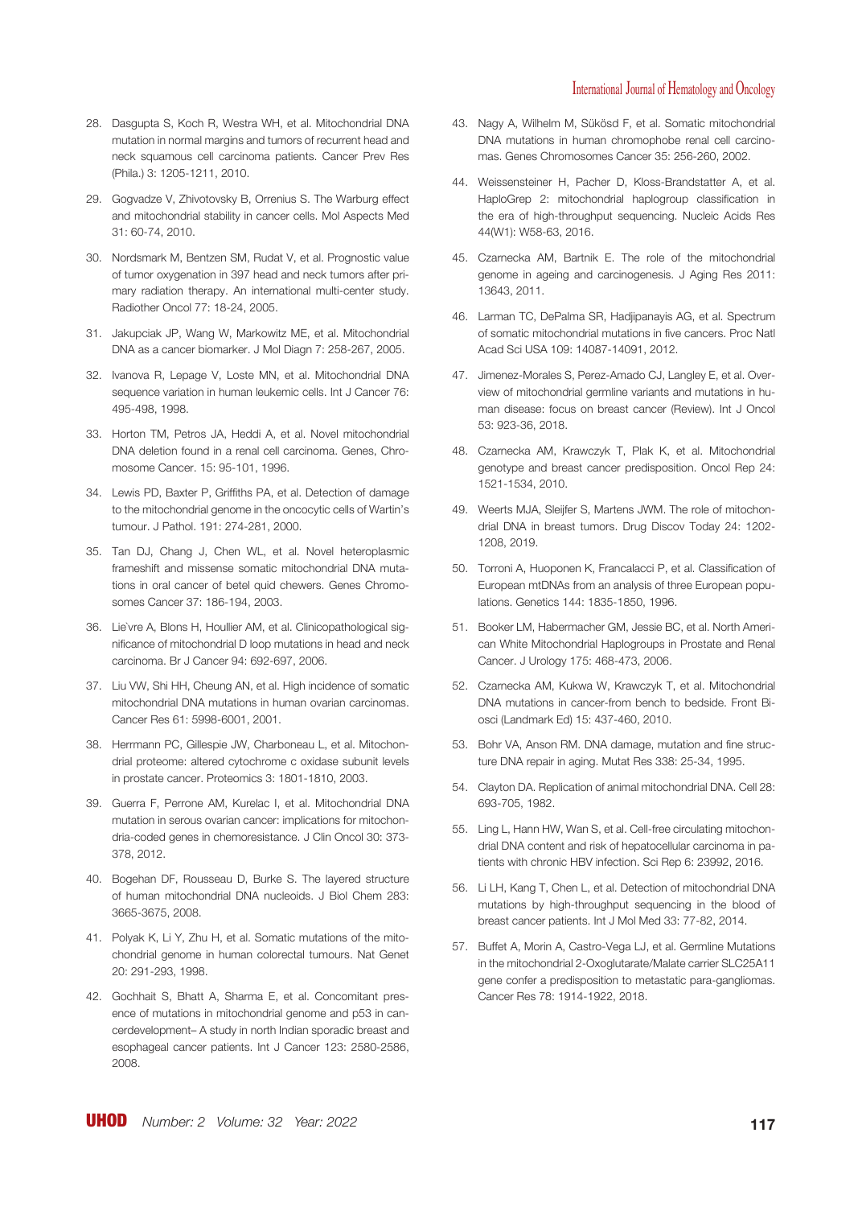28. Dasgupta S, Koch R, Westra WH, et al. Mitochondrial DNA mutation in normal margins and tumors of recurrent head and neck squamous cell carcinoma patients. Cancer Prev Res (Phila.) 3: 1205-1211, 2010.
29. Gogvadze V, Zhivotovsky B, Orrenius S. The Warburg effect and mitochondrial stability in cancer cells. Mol Aspects Med 31: 60-74, 2010.
30. Nordsmark M, Bentzen SM, Rudat V, et al. Prognostic value of tumor oxygenation in 397 head and neck tumors after primary radiation therapy. An international multi-center study. Radiother Oncol 77: 18-24, 2005.
31. Jakupciak JP, Wang W, Markowitz ME, et al. Mitochondrial DNA as a cancer biomarker. J Mol Diagn 7: 258-267, 2005.
32. Ivanova R, Lepage V, Loste MN, et al. Mitochondrial DNA sequence variation in human leukemic cells. Int J Cancer 76: 495-498, 1998.
33. Horton TM, Petros JA, Heddi A, et al. Novel mitochondrial DNA deletion found in a renal cell carcinoma. Genes, Chromosome Cancer. 15: 95-101, 1996.
34. Lewis PD, Baxter P, Griffiths PA, et al. Detection of damage to the mitochondrial genome in the oncocytic cells of Wartin's tumour. J Pathol. 191: 274-281, 2000.
35. Tan DJ, Chang J, Chen WL, et al. Novel heteroplasmic frameshift and missense somatic mitochondrial DNA mutations in oral cancer of betel quid chewers. Genes Chromosomes Cancer 37: 186-194, 2003.
36. Lie`vre A, Blons H, Houllier AM, et al. Clinicopathological significance of mitochondrial D loop mutations in head and neck carcinoma. Br J Cancer 94: 692-697, 2006.
37. Liu VW, Shi HH, Cheung AN, et al. High incidence of somatic mitochondrial DNA mutations in human ovarian carcinomas. Cancer Res 61: 5998-6001, 2001.
38. Herrmann PC, Gillespie JW, Charboneau L, et al. Mitochondrial proteome: altered cytochrome c oxidase subunit levels in prostate cancer. Proteomics 3: 1801-1810, 2003.
39. Guerra F, Perrone AM, Kurelac I, et al. Mitochondrial DNA mutation in serous ovarian cancer: implications for mitochondria-coded genes in chemoresistance. J Clin Oncol 30: 373-378, 2012.
40. Bogehan DF, Rousseau D, Burke S. The layered structure of human mitochondrial DNA nucleoids. J Biol Chem 283: 3665-3675, 2008.
41. Polyak K, Li Y, Zhu H, et al. Somatic mutations of the mitochondrial genome in human colorectal tumours. Nat Genet 20: 291-293, 1998.
42. Gochhait S, Bhatt A, Sharma E, et al. Concomitant presence of mutations in mitochondrial genome and p53 in cancerdevelopment– A study in north Indian sporadic breast and esophageal cancer patients. Int J Cancer 123: 2580-2586, 2008.
43. Nagy A, Wilhelm M, Sükösd F, et al. Somatic mitochondrial DNA mutations in human chromophobe renal cell carcinomas. Genes Chromosomes Cancer 35: 256-260, 2002.
44. Weissensteiner H, Pacher D, Kloss-Brandstatter A, et al. HaploGrep 2: mitochondrial haplogroup classification in the era of high-throughput sequencing. Nucleic Acids Res 44(W1): W58-63, 2016.
45. Czarnecka AM, Bartnik E. The role of the mitochondrial genome in ageing and carcinogenesis. J Aging Res 2011: 13643, 2011.
46. Larman TC, DePalma SR, Hadjipanayis AG, et al. Spectrum of somatic mitochondrial mutations in five cancers. Proc Natl Acad Sci USA 109: 14087-14091, 2012.
47. Jimenez-Morales S, Perez-Amado CJ, Langley E, et al. Overview of mitochondrial germline variants and mutations in human disease: focus on breast cancer (Review). Int J Oncol 53: 923-36, 2018.
48. Czarnecka AM, Krawczyk T, Plak K, et al. Mitochondrial genotype and breast cancer predisposition. Oncol Rep 24: 1521-1534, 2010.
49. Weerts MJA, Sleijfer S, Martens JWM. The role of mitochondrial DNA in breast tumors. Drug Discov Today 24: 1202-1208, 2019.
50. Torroni A, Huoponen K, Francalacci P, et al. Classification of European mtDNAs from an analysis of three European populations. Genetics 144: 1835-1850, 1996.
51. Booker LM, Habermacher GM, Jessie BC, et al. North American White Mitochondrial Haplogroups in Prostate and Renal Cancer. J Urology 175: 468-473, 2006.
52. Czarnecka AM, Kukwa W, Krawczyk T, et al. Mitochondrial DNA mutations in cancer-from bench to bedside. Front Biosci (Landmark Ed) 15: 437-460, 2010.
53. Bohr VA, Anson RM. DNA damage, mutation and fine structure DNA repair in aging. Mutat Res 338: 25-34, 1995.
54. Clayton DA. Replication of animal mitochondrial DNA. Cell 28: 693-705, 1982.
55. Ling L, Hann HW, Wan S, et al. Cell-free circulating mitochondrial DNA content and risk of hepatocellular carcinoma in patients with chronic HBV infection. Sci Rep 6: 23992, 2016.
56. Li LH, Kang T, Chen L, et al. Detection of mitochondrial DNA mutations by high-throughput sequencing in the blood of breast cancer patients. Int J Mol Med 33: 77-82, 2014.
57. Buffet A, Morin A, Castro-Vega LJ, et al. Germline Mutations in the mitochondrial 2-Oxoglutarate/Malate carrier SLC25A11 gene confer a predisposition to metastatic para-gangliomas. Cancer Res 78: 1914-1922, 2018.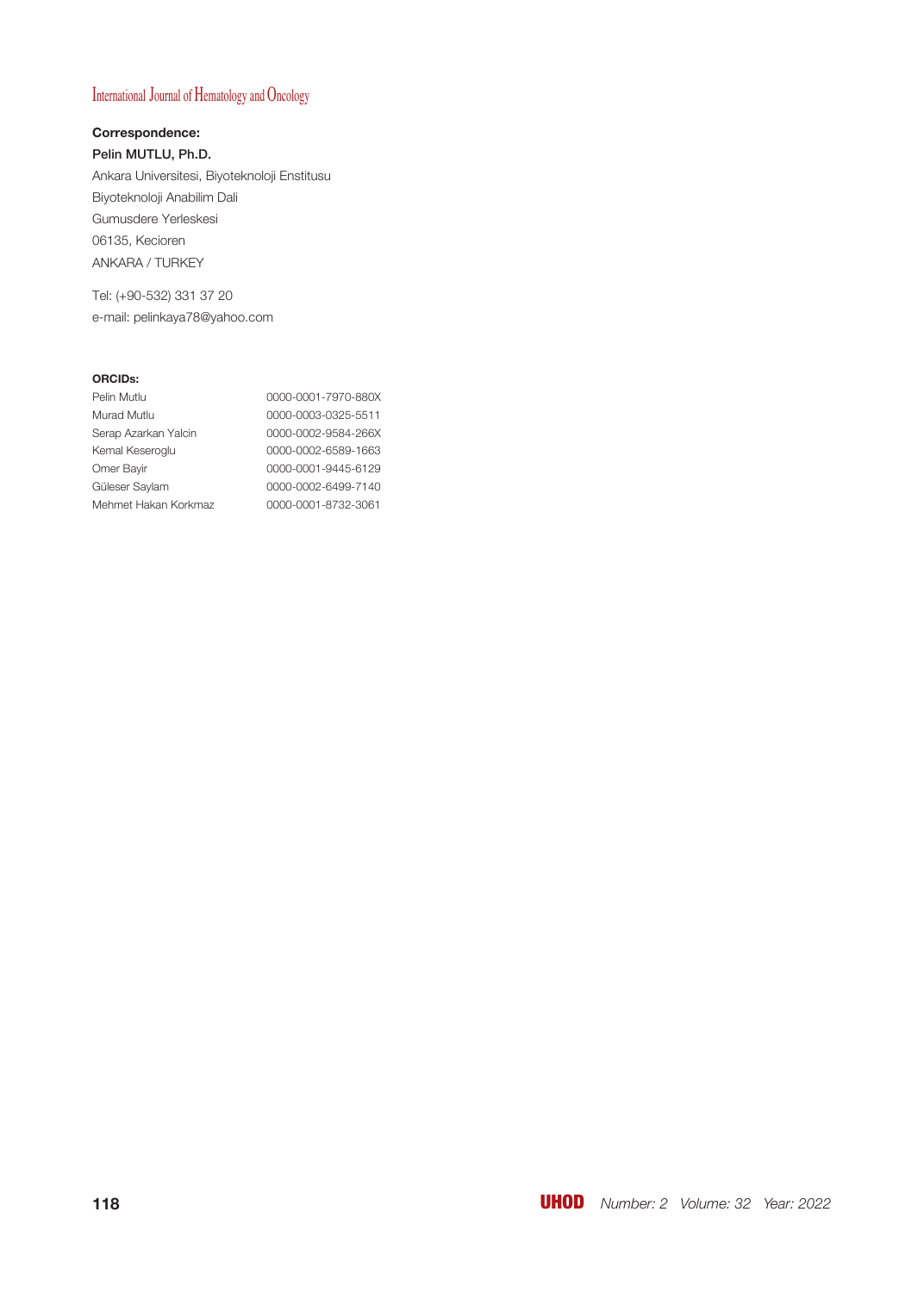**Correspondence:**

**Pelin MUTLU, Ph.D.**

Ankara Universitesi, Biyoteknoloji Enstitusu

Biyoteknoloji Anabilim Dali

Gumusdere Yerleskesi

06135, Kecioren

ANKARA / TURKEY

Tel: (+90-532) 331 37 20

e-mail: pelinkaya78@yahoo.com

**ORCIDs:**

| | |
|---|---|
| Pelin Mutlu | 0000-0001-7970-880X |
| Murad Mutlu | 0000-0003-0325-5511 |
| Serap Azarkan Yalcin | 0000-0002-9584-266X |
| Kemal Keseroglu | 0000-0002-6589-1663 |
| Omer Bayir | 0000-0001-9445-6129 |
| Güleser Saylam | 0000-0002-6499-7140 |
| Mehmet Hakan Korkmaz | 0000-0001-8732-3061 |